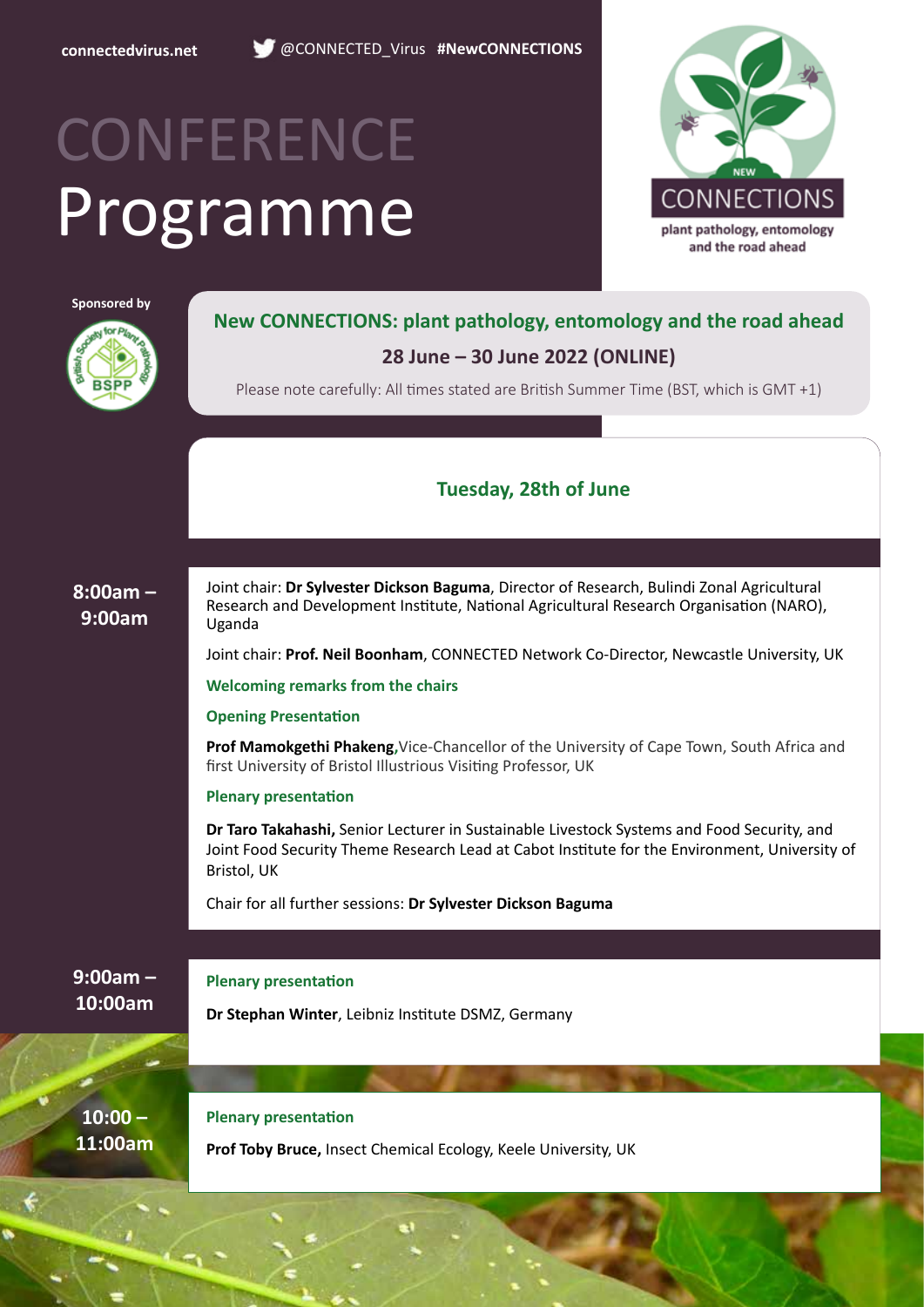connectedvirus.net @CONNECTED_Virus #NewCONNECTIONS

# CONFERENCE Programme

NEW CONNECTIONS
plant pathology, entomology and the road ahead

Sponsored by

BSPP British Society for Plant Pathology

## New CONNECTIONS: plant pathology, entomology and the road ahead

**28 June – 30 June 2022 (ONLINE)**

Please note carefully: All times stated are British Summer Time (BST, which is GMT +1)

## Tuesday, 28th of June

**8:00am – 9:00am**

Joint chair: **Dr Sylvester Dickson Baguma**, Director of Research, Bulindi Zonal Agricultural Research and Development Institute, National Agricultural Research Organisation (NARO), Uganda

Joint chair: **Prof. Neil Boonham**, CONNECTED Network Co-Director, Newcastle University, UK

**Welcoming remarks from the chairs**

**Opening Presentation**

**Prof Mamokgethi Phakeng,** Vice-Chancellor of the University of Cape Town, South Africa and first University of Bristol Illustrious Visiting Professor, UK

**Plenary presentation**

**Dr Taro Takahashi,** Senior Lecturer in Sustainable Livestock Systems and Food Security, and Joint Food Security Theme Research Lead at Cabot Institute for the Environment, University of Bristol, UK

Chair for all further sessions: **Dr Sylvester Dickson Baguma**

**9:00am – 10:00am**

**Plenary presentation**

**Dr Stephan Winter**, Leibniz Institute DSMZ, Germany

**10:00 – 11:00am**

**Plenary presentation**

**Prof Toby Bruce,** Insect Chemical Ecology, Keele University, UK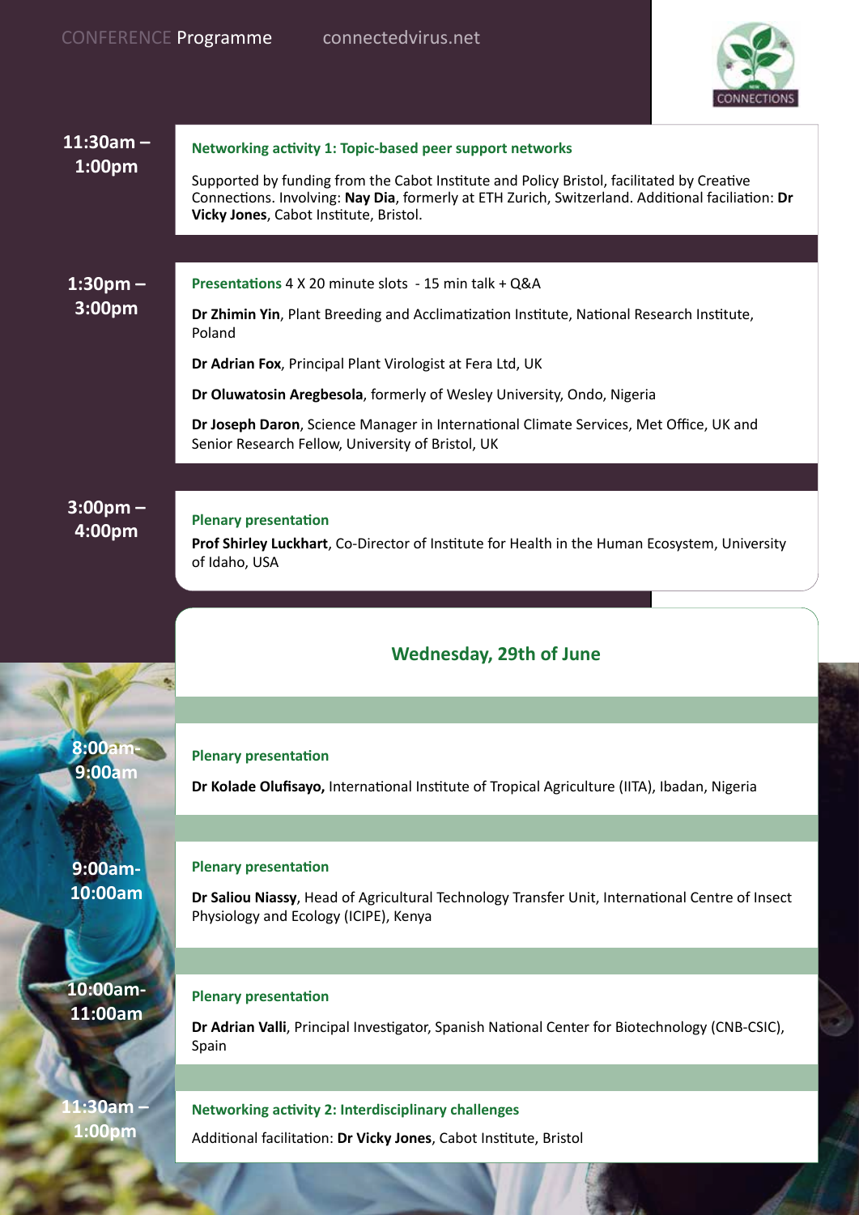**11:30am – 1:00pm**

**Networking activity 1: Topic-based peer support networks**

Supported by funding from the Cabot Institute and Policy Bristol, facilitated by Creative Connections. Involving: **Nay Dia**, formerly at ETH Zurich, Switzerland. Additional faciliation: **Dr Vicky Jones**, Cabot Institute, Bristol.

**1:30pm – 3:00pm**

**Presentations** 4 X 20 minute slots - 15 min talk + Q&A

**Dr Zhimin Yin**, Plant Breeding and Acclimatization Institute, National Research Institute, Poland

**Dr Adrian Fox**, Principal Plant Virologist at Fera Ltd, UK

**Dr Oluwatosin Aregbesola**, formerly of Wesley University, Ondo, Nigeria

**Dr Joseph Daron**, Science Manager in International Climate Services, Met Office, UK and Senior Research Fellow, University of Bristol, UK

**3:00pm – 4:00pm**

**Plenary presentation**

**Prof Shirley Luckhart**, Co-Director of Institute for Health in the Human Ecosystem, University of Idaho, USA

## Wednesday, 29th of June

**8:00am-9:00am**

**Plenary presentation**

**Dr Kolade Olufisayo,** International Institute of Tropical Agriculture (IITA), Ibadan, Nigeria

**9:00am-10:00am**

**Plenary presentation**

**Dr Saliou Niassy**, Head of Agricultural Technology Transfer Unit, International Centre of Insect Physiology and Ecology (ICIPE), Kenya

**10:00am-11:00am**

**Plenary presentation**

**Dr Adrian Valli**, Principal Investigator, Spanish National Center for Biotechnology (CNB-CSIC), Spain

**11:30am – 1:00pm**

**Networking activity 2: Interdisciplinary challenges**

Additional facilitation: **Dr Vicky Jones**, Cabot Institute, Bristol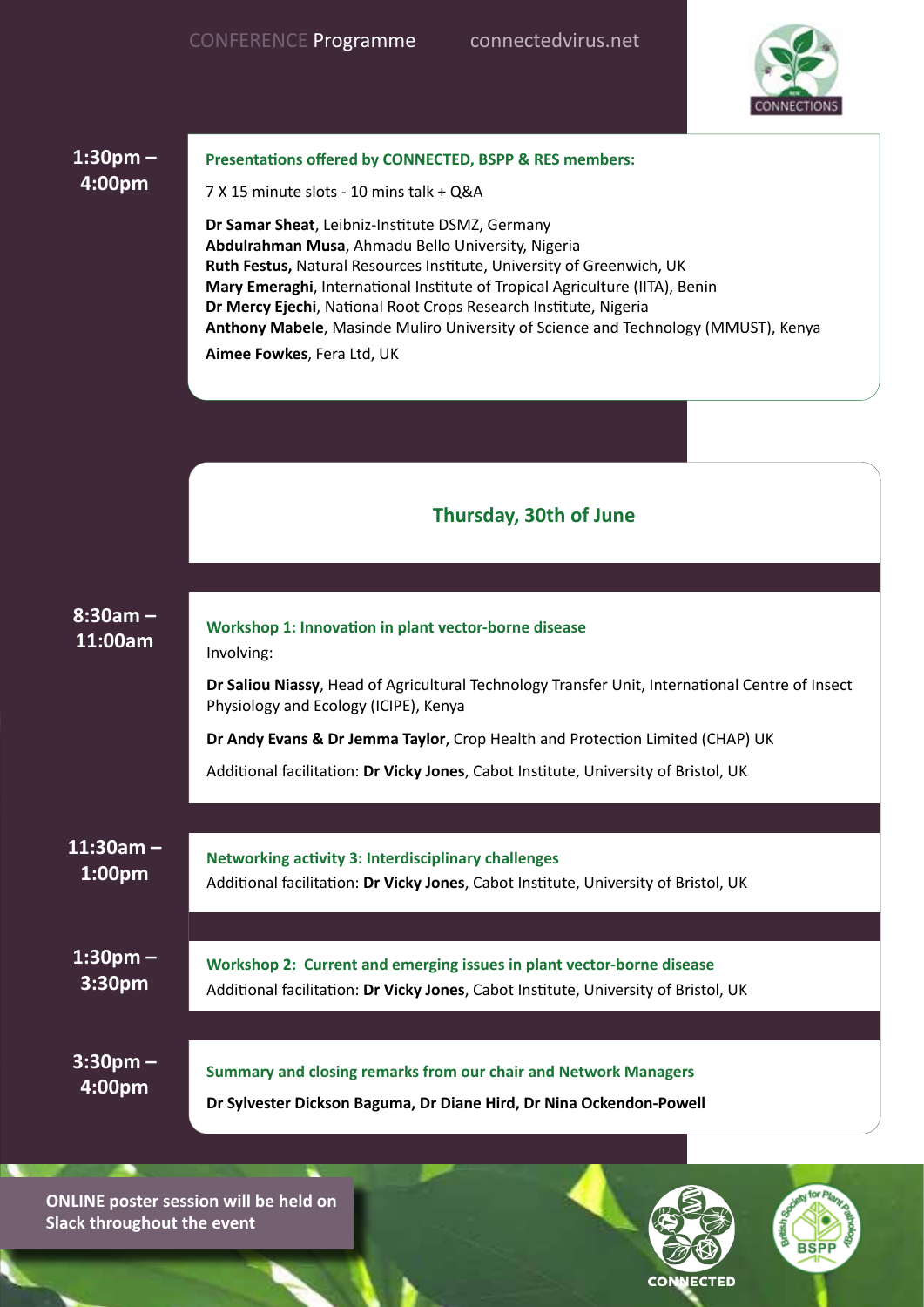**1:30pm – 4:00pm**

**Presentations offered by CONNECTED, BSPP & RES members:**

7 X 15 minute slots - 10 mins talk + Q&A

**Dr Samar Sheat**, Leibniz-Institute DSMZ, Germany
**Abdulrahman Musa**, Ahmadu Bello University, Nigeria
**Ruth Festus,** Natural Resources Institute, University of Greenwich, UK
**Mary Emeraghi**, International Institute of Tropical Agriculture (IITA), Benin
**Dr Mercy Ejechi**, National Root Crops Research Institute, Nigeria
**Anthony Mabele**, Masinde Muliro University of Science and Technology (MMUST), Kenya
**Aimee Fowkes**, Fera Ltd, UK

## Thursday, 30th of June

**8:30am – 11:00am**

**Workshop 1: Innovation in plant vector-borne disease**

Involving:

**Dr Saliou Niassy**, Head of Agricultural Technology Transfer Unit, International Centre of Insect Physiology and Ecology (ICIPE), Kenya

**Dr Andy Evans & Dr Jemma Taylor**, Crop Health and Protection Limited (CHAP) UK

Additional facilitation: **Dr Vicky Jones**, Cabot Institute, University of Bristol, UK

**11:30am – 1:00pm**

**Networking activity 3: Interdisciplinary challenges**

Additional facilitation: **Dr Vicky Jones**, Cabot Institute, University of Bristol, UK

**1:30pm – 3:30pm**

**Workshop 2: Current and emerging issues in plant vector-borne disease**

Additional facilitation: **Dr Vicky Jones**, Cabot Institute, University of Bristol, UK

**3:30pm – 4:00pm**

**Summary and closing remarks from our chair and Network Managers**

**Dr Sylvester Dickson Baguma, Dr Diane Hird, Dr Nina Ockendon-Powell**

**ONLINE poster session will be held on Slack throughout the event**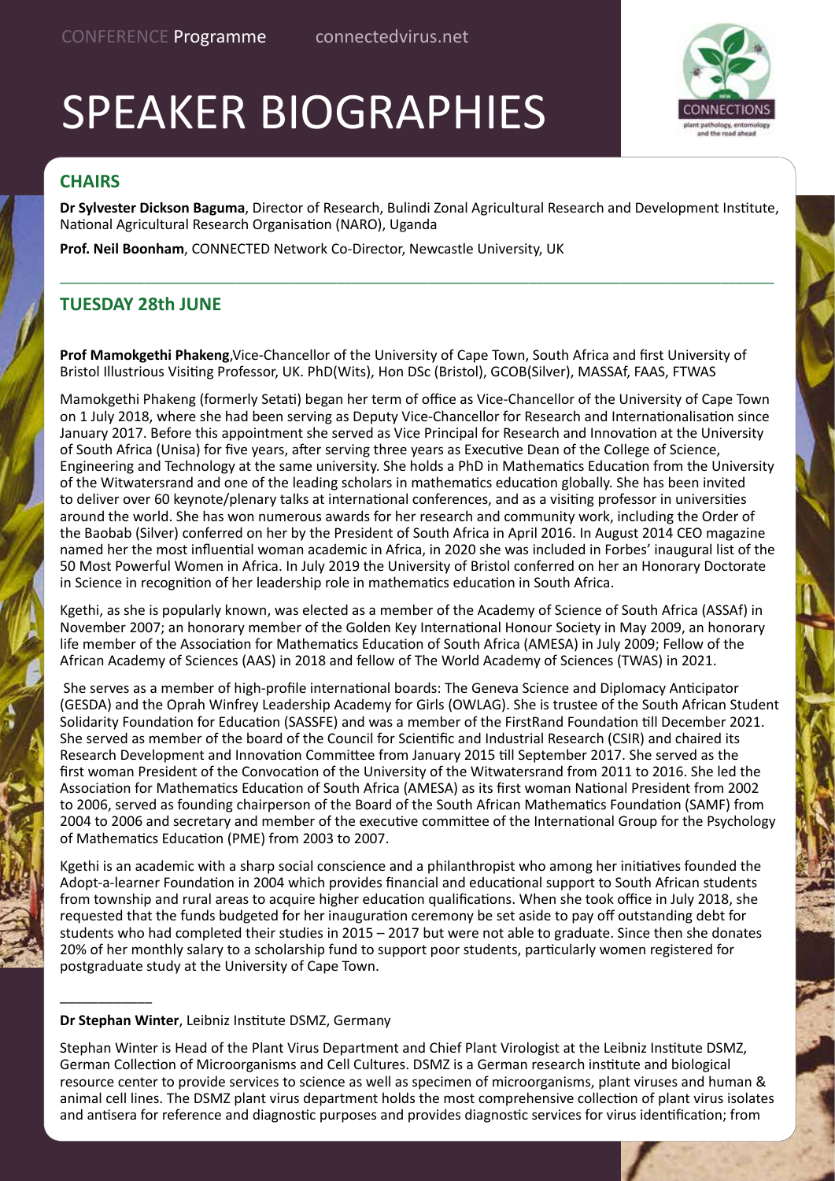# SPEAKER BIOGRAPHIES

## CHAIRS

**Dr Sylvester Dickson Baguma**, Director of Research, Bulindi Zonal Agricultural Research and Development Institute, National Agricultural Research Organisation (NARO), Uganda

**Prof. Neil Boonham**, CONNECTED Network Co-Director, Newcastle University, UK

---

## TUESDAY 28th JUNE

**Prof Mamokgethi Phakeng**,Vice-Chancellor of the University of Cape Town, South Africa and first University of Bristol Illustrious Visiting Professor, UK. PhD(Wits), Hon DSc (Bristol), GCOB(Silver), MASSAf, FAAS, FTWAS

Mamokgethi Phakeng (formerly Setati) began her term of office as Vice-Chancellor of the University of Cape Town on 1 July 2018, where she had been serving as Deputy Vice-Chancellor for Research and Internationalisation since January 2017. Before this appointment she served as Vice Principal for Research and Innovation at the University of South Africa (Unisa) for five years, after serving three years as Executive Dean of the College of Science, Engineering and Technology at the same university. She holds a PhD in Mathematics Education from the University of the Witwatersrand and one of the leading scholars in mathematics education globally. She has been invited to deliver over 60 keynote/plenary talks at international conferences, and as a visiting professor in universities around the world. She has won numerous awards for her research and community work, including the Order of the Baobab (Silver) conferred on her by the President of South Africa in April 2016. In August 2014 CEO magazine named her the most influential woman academic in Africa, in 2020 she was included in Forbes' inaugural list of the 50 Most Powerful Women in Africa. In July 2019 the University of Bristol conferred on her an Honorary Doctorate in Science in recognition of her leadership role in mathematics education in South Africa.

Kgethi, as she is popularly known, was elected as a member of the Academy of Science of South Africa (ASSAf) in November 2007; an honorary member of the Golden Key International Honour Society in May 2009, an honorary life member of the Association for Mathematics Education of South Africa (AMESA) in July 2009; Fellow of the African Academy of Sciences (AAS) in 2018 and fellow of The World Academy of Sciences (TWAS) in 2021.

She serves as a member of high-profile international boards: The Geneva Science and Diplomacy Anticipator (GESDA) and the Oprah Winfrey Leadership Academy for Girls (OWLAG). She is trustee of the South African Student Solidarity Foundation for Education (SASSFE) and was a member of the FirstRand Foundation till December 2021. She served as member of the board of the Council for Scientific and Industrial Research (CSIR) and chaired its Research Development and Innovation Committee from January 2015 till September 2017. She served as the first woman President of the Convocation of the University of the Witwatersrand from 2011 to 2016. She led the Association for Mathematics Education of South Africa (AMESA) as its first woman National President from 2002 to 2006, served as founding chairperson of the Board of the South African Mathematics Foundation (SAMF) from 2004 to 2006 and secretary and member of the executive committee of the International Group for the Psychology of Mathematics Education (PME) from 2003 to 2007.

Kgethi is an academic with a sharp social conscience and a philanthropist who among her initiatives founded the Adopt-a-learner Foundation in 2004 which provides financial and educational support to South African students from township and rural areas to acquire higher education qualifications. When she took office in July 2018, she requested that the funds budgeted for her inauguration ceremony be set aside to pay off outstanding debt for students who had completed their studies in 2015 – 2017 but were not able to graduate. Since then she donates 20% of her monthly salary to a scholarship fund to support poor students, particularly women registered for postgraduate study at the University of Cape Town.

---

**Dr Stephan Winter**, Leibniz Institute DSMZ, Germany

Stephan Winter is Head of the Plant Virus Department and Chief Plant Virologist at the Leibniz Institute DSMZ, German Collection of Microorganisms and Cell Cultures. DSMZ is a German research institute and biological resource center to provide services to science as well as specimen of microorganisms, plant viruses and human & animal cell lines. The DSMZ plant virus department holds the most comprehensive collection of plant virus isolates and antisera for reference and diagnostic purposes and provides diagnostic services for virus identification; from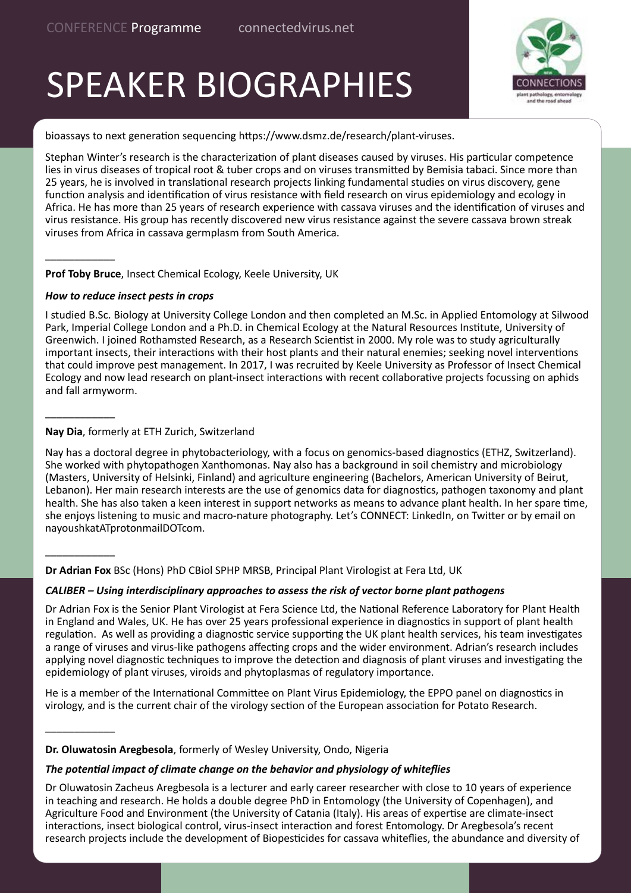# SPEAKER BIOGRAPHIES

bioassays to next generation sequencing https://www.dsmz.de/research/plant-viruses.

Stephan Winter's research is the characterization of plant diseases caused by viruses. His particular competence lies in virus diseases of tropical root & tuber crops and on viruses transmitted by Bemisia tabaci. Since more than 25 years, he is involved in translational research projects linking fundamental studies on virus discovery, gene function analysis and identification of virus resistance with field research on virus epidemiology and ecology in Africa. He has more than 25 years of research experience with cassava viruses and the identification of viruses and virus resistance. His group has recently discovered new virus resistance against the severe cassava brown streak viruses from Africa in cassava germplasm from South America.

____________

**Prof Toby Bruce**, Insect Chemical Ecology, Keele University, UK

***How to reduce insect pests in crops***

I studied B.Sc. Biology at University College London and then completed an M.Sc. in Applied Entomology at Silwood Park, Imperial College London and a Ph.D. in Chemical Ecology at the Natural Resources Institute, University of Greenwich. I joined Rothamsted Research, as a Research Scientist in 2000. My role was to study agriculturally important insects, their interactions with their host plants and their natural enemies; seeking novel interventions that could improve pest management. In 2017, I was recruited by Keele University as Professor of Insect Chemical Ecology and now lead research on plant-insect interactions with recent collaborative projects focussing on aphids and fall armyworm.

____________

**Nay Dia**, formerly at ETH Zurich, Switzerland

Nay has a doctoral degree in phytobacteriology, with a focus on genomics-based diagnostics (ETHZ, Switzerland). She worked with phytopathogen Xanthomonas. Nay also has a background in soil chemistry and microbiology (Masters, University of Helsinki, Finland) and agriculture engineering (Bachelors, American University of Beirut, Lebanon). Her main research interests are the use of genomics data for diagnostics, pathogen taxonomy and plant health. She has also taken a keen interest in support networks as means to advance plant health. In her spare time, she enjoys listening to music and macro-nature photography. Let's CONNECT: LinkedIn, on Twitter or by email on nayoushkatATprotonmailDOTcom.

____________

**Dr Adrian Fox** BSc (Hons) PhD CBiol SPHP MRSB, Principal Plant Virologist at Fera Ltd, UK

***CALIBER – Using interdisciplinary approaches to assess the risk of vector borne plant pathogens***

Dr Adrian Fox is the Senior Plant Virologist at Fera Science Ltd, the National Reference Laboratory for Plant Health in England and Wales, UK. He has over 25 years professional experience in diagnostics in support of plant health regulation. As well as providing a diagnostic service supporting the UK plant health services, his team investigates a range of viruses and virus-like pathogens affecting crops and the wider environment. Adrian's research includes applying novel diagnostic techniques to improve the detection and diagnosis of plant viruses and investigating the epidemiology of plant viruses, viroids and phytoplasmas of regulatory importance.

He is a member of the International Committee on Plant Virus Epidemiology, the EPPO panel on diagnostics in virology, and is the current chair of the virology section of the European association for Potato Research.

____________

**Dr. Oluwatosin Aregbesola**, formerly of Wesley University, Ondo, Nigeria

***The potential impact of climate change on the behavior and physiology of whiteflies***

Dr Oluwatosin Zacheus Aregbesola is a lecturer and early career researcher with close to 10 years of experience in teaching and research. He holds a double degree PhD in Entomology (the University of Copenhagen), and Agriculture Food and Environment (the University of Catania (Italy). His areas of expertise are climate-insect interactions, insect biological control, virus-insect interaction and forest Entomology. Dr Aregbesola's recent research projects include the development of Biopesticides for cassava whiteflies, the abundance and diversity of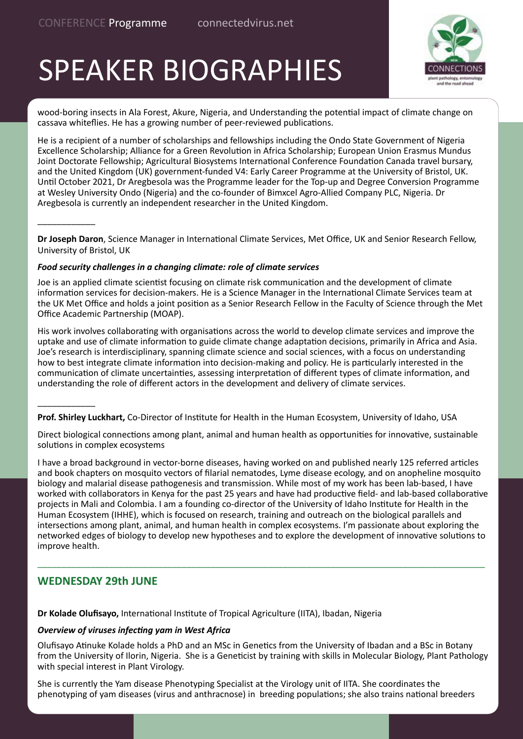# SPEAKER BIOGRAPHIES

wood-boring insects in Ala Forest, Akure, Nigeria, and Understanding the potential impact of climate change on cassava whiteflies. He has a growing number of peer-reviewed publications.

He is a recipient of a number of scholarships and fellowships including the Ondo State Government of Nigeria Excellence Scholarship; Alliance for a Green Revolution in Africa Scholarship; European Union Erasmus Mundus Joint Doctorate Fellowship; Agricultural Biosystems International Conference Foundation Canada travel bursary, and the United Kingdom (UK) government-funded V4: Early Career Programme at the University of Bristol, UK. Until October 2021, Dr Aregbesola was the Programme leader for the Top-up and Degree Conversion Programme at Wesley University Ondo (Nigeria) and the co-founder of Bimxcel Agro-Allied Company PLC, Nigeria. Dr Aregbesola is currently an independent researcher in the United Kingdom.

---

**Dr Joseph Daron**, Science Manager in International Climate Services, Met Office, UK and Senior Research Fellow, University of Bristol, UK

***Food security challenges in a changing climate: role of climate services***

Joe is an applied climate scientist focusing on climate risk communication and the development of climate information services for decision-makers. He is a Science Manager in the International Climate Services team at the UK Met Office and holds a joint position as a Senior Research Fellow in the Faculty of Science through the Met Office Academic Partnership (MOAP).

His work involves collaborating with organisations across the world to develop climate services and improve the uptake and use of climate information to guide climate change adaptation decisions, primarily in Africa and Asia. Joe's research is interdisciplinary, spanning climate science and social sciences, with a focus on understanding how to best integrate climate information into decision-making and policy. He is particularly interested in the communication of climate uncertainties, assessing interpretation of different types of climate information, and understanding the role of different actors in the development and delivery of climate services.

---

**Prof. Shirley Luckhart,** Co-Director of Institute for Health in the Human Ecosystem, University of Idaho, USA

Direct biological connections among plant, animal and human health as opportunities for innovative, sustainable solutions in complex ecosystems

I have a broad background in vector-borne diseases, having worked on and published nearly 125 referred articles and book chapters on mosquito vectors of filarial nematodes, Lyme disease ecology, and on anopheline mosquito biology and malarial disease pathogenesis and transmission. While most of my work has been lab-based, I have worked with collaborators in Kenya for the past 25 years and have had productive field- and lab-based collaborative projects in Mali and Colombia. I am a founding co-director of the University of Idaho Institute for Health in the Human Ecosystem (IHHE), which is focused on research, training and outreach on the biological parallels and intersections among plant, animal, and human health in complex ecosystems. I'm passionate about exploring the networked edges of biology to develop new hypotheses and to explore the development of innovative solutions to improve health.

---

## WEDNESDAY 29th JUNE

**Dr Kolade Olufisayo,** International Institute of Tropical Agriculture (IITA), Ibadan, Nigeria

***Overview of viruses infecting yam in West Africa***

Olufisayo Atinuke Kolade holds a PhD and an MSc in Genetics from the University of Ibadan and a BSc in Botany from the University of Ilorin, Nigeria. She is a Geneticist by training with skills in Molecular Biology, Plant Pathology with special interest in Plant Virology.

She is currently the Yam disease Phenotyping Specialist at the Virology unit of IITA. She coordinates the phenotyping of yam diseases (virus and anthracnose) in breeding populations; she also trains national breeders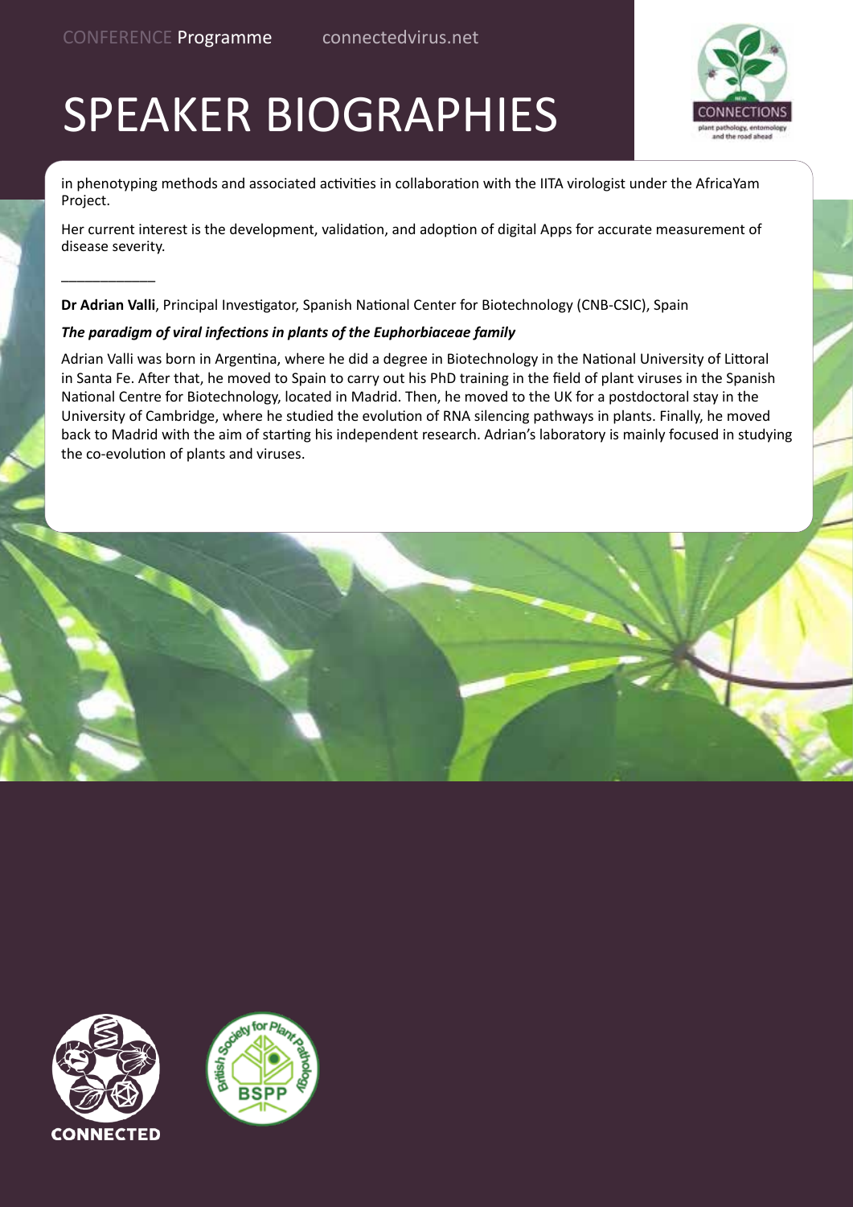in phenotyping methods and associated activities in collaboration with the IITA virologist under the AfricaYam Project.

Her current interest is the development, validation, and adoption of digital Apps for accurate measurement of disease severity.

____________

**Dr Adrian Valli**, Principal Investigator, Spanish National Center for Biotechnology (CNB-CSIC), Spain

***The paradigm of viral infections in plants of the Euphorbiaceae family***

Adrian Valli was born in Argentina, where he did a degree in Biotechnology in the National University of Littoral in Santa Fe. After that, he moved to Spain to carry out his PhD training in the field of plant viruses in the Spanish National Centre for Biotechnology, located in Madrid. Then, he moved to the UK for a postdoctoral stay in the University of Cambridge, where he studied the evolution of RNA silencing pathways in plants. Finally, he moved back to Madrid with the aim of starting his independent research. Adrian's laboratory is mainly focused in studying the co-evolution of plants and viruses.